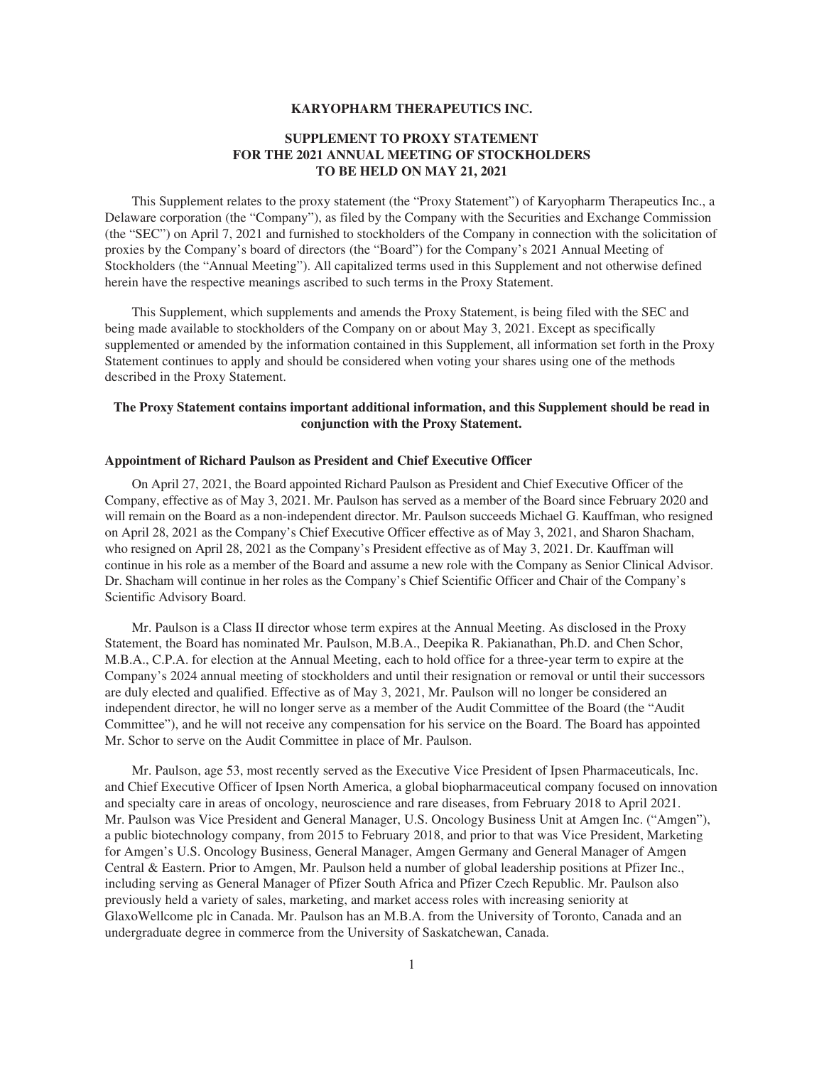# KARYOPHARM THERAPEUTICS INC.

## SUPPLEMENT TO PROXY STATEMENT FOR THE 2021 ANNUAL MEETING OF STOCKHOLDERS TO BE HELD ON MAY 21, 2021

This Supplement relates to the proxy statement (the "Proxy Statement") of Karyopharm Therapeutics Inc., a Delaware corporation (the "Company"), as filed by the Company with the Securities and Exchange Commission (the "SEC") on April 7, 2021 and furnished to stockholders of the Company in connection with the solicitation of proxies by the Company's board of directors (the "Board") for the Company's 2021 Annual Meeting of Stockholders (the "Annual Meeting"). All capitalized terms used in this Supplement and not otherwise defined herein have the respective meanings ascribed to such terms in the Proxy Statement.

This Supplement, which supplements and amends the Proxy Statement, is being filed with the SEC and being made available to stockholders of the Company on or about May 3, 2021. Except as specifically supplemented or amended by the information contained in this Supplement, all information set forth in the Proxy Statement continues to apply and should be considered when voting your shares using one of the methods described in the Proxy Statement.

**The Proxy Statement contains important additional information, and this Supplement should be read in conjunction with the Proxy Statement.**

### Appointment of Richard Paulson as President and Chief Executive Officer

On April 27, 2021, the Board appointed Richard Paulson as President and Chief Executive Officer of the Company, effective as of May 3, 2021. Mr. Paulson has served as a member of the Board since February 2020 and will remain on the Board as a non-independent director. Mr. Paulson succeeds Michael G. Kauffman, who resigned on April 28, 2021 as the Company's Chief Executive Officer effective as of May 3, 2021, and Sharon Shacham, who resigned on April 28, 2021 as the Company's President effective as of May 3, 2021. Dr. Kauffman will continue in his role as a member of the Board and assume a new role with the Company as Senior Clinical Advisor. Dr. Shacham will continue in her roles as the Company's Chief Scientific Officer and Chair of the Company's Scientific Advisory Board.

Mr. Paulson is a Class II director whose term expires at the Annual Meeting. As disclosed in the Proxy Statement, the Board has nominated Mr. Paulson, M.B.A., Deepika R. Pakianathan, Ph.D. and Chen Schor, M.B.A., C.P.A. for election at the Annual Meeting, each to hold office for a three-year term to expire at the Company's 2024 annual meeting of stockholders and until their resignation or removal or until their successors are duly elected and qualified. Effective as of May 3, 2021, Mr. Paulson will no longer be considered an independent director, he will no longer serve as a member of the Audit Committee of the Board (the "Audit Committee"), and he will not receive any compensation for his service on the Board. The Board has appointed Mr. Schor to serve on the Audit Committee in place of Mr. Paulson.

Mr. Paulson, age 53, most recently served as the Executive Vice President of Ipsen Pharmaceuticals, Inc. and Chief Executive Officer of Ipsen North America, a global biopharmaceutical company focused on innovation and specialty care in areas of oncology, neuroscience and rare diseases, from February 2018 to April 2021. Mr. Paulson was Vice President and General Manager, U.S. Oncology Business Unit at Amgen Inc. ("Amgen"), a public biotechnology company, from 2015 to February 2018, and prior to that was Vice President, Marketing for Amgen's U.S. Oncology Business, General Manager, Amgen Germany and General Manager of Amgen Central & Eastern. Prior to Amgen, Mr. Paulson held a number of global leadership positions at Pfizer Inc., including serving as General Manager of Pfizer South Africa and Pfizer Czech Republic. Mr. Paulson also previously held a variety of sales, marketing, and market access roles with increasing seniority at GlaxoWellcome plc in Canada. Mr. Paulson has an M.B.A. from the University of Toronto, Canada and an undergraduate degree in commerce from the University of Saskatchewan, Canada.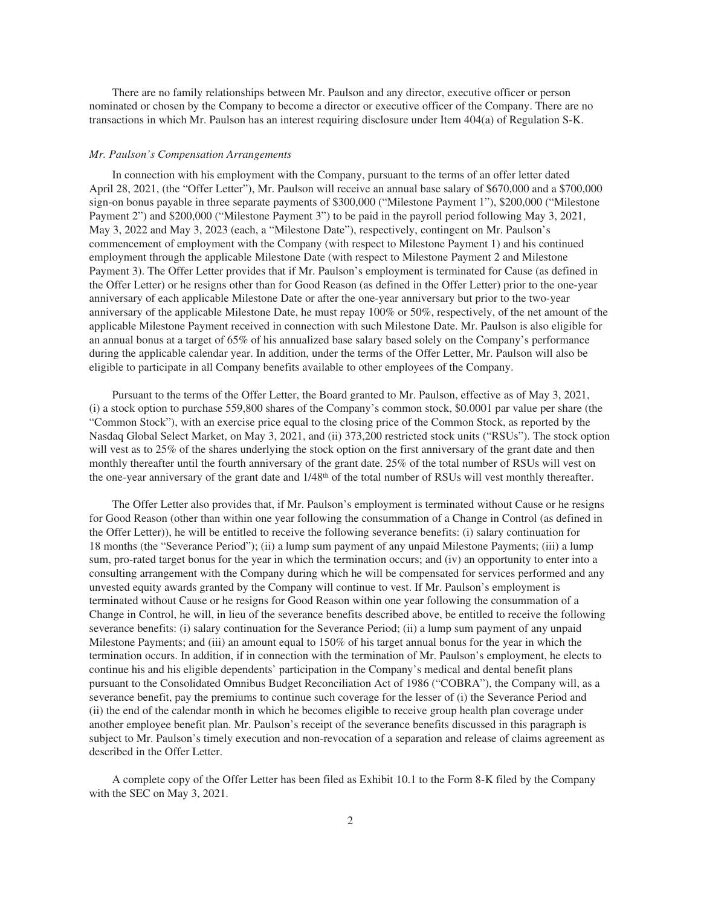There are no family relationships between Mr. Paulson and any director, executive officer or person nominated or chosen by the Company to become a director or executive officer of the Company. There are no transactions in which Mr. Paulson has an interest requiring disclosure under Item 404(a) of Regulation S-K.

*Mr. Paulson's Compensation Arrangements*

In connection with his employment with the Company, pursuant to the terms of an offer letter dated April 28, 2021, (the "Offer Letter"), Mr. Paulson will receive an annual base salary of $670,000 and a $700,000 sign-on bonus payable in three separate payments of $300,000 ("Milestone Payment 1"), $200,000 ("Milestone Payment 2") and $200,000 ("Milestone Payment 3") to be paid in the payroll period following May 3, 2021, May 3, 2022 and May 3, 2023 (each, a "Milestone Date"), respectively, contingent on Mr. Paulson's commencement of employment with the Company (with respect to Milestone Payment 1) and his continued employment through the applicable Milestone Date (with respect to Milestone Payment 2 and Milestone Payment 3). The Offer Letter provides that if Mr. Paulson's employment is terminated for Cause (as defined in the Offer Letter) or he resigns other than for Good Reason (as defined in the Offer Letter) prior to the one-year anniversary of each applicable Milestone Date or after the one-year anniversary but prior to the two-year anniversary of the applicable Milestone Date, he must repay 100% or 50%, respectively, of the net amount of the applicable Milestone Payment received in connection with such Milestone Date. Mr. Paulson is also eligible for an annual bonus at a target of 65% of his annualized base salary based solely on the Company's performance during the applicable calendar year. In addition, under the terms of the Offer Letter, Mr. Paulson will also be eligible to participate in all Company benefits available to other employees of the Company.

Pursuant to the terms of the Offer Letter, the Board granted to Mr. Paulson, effective as of May 3, 2021, (i) a stock option to purchase 559,800 shares of the Company's common stock, $0.0001 par value per share (the "Common Stock"), with an exercise price equal to the closing price of the Common Stock, as reported by the Nasdaq Global Select Market, on May 3, 2021, and (ii) 373,200 restricted stock units ("RSUs"). The stock option will vest as to 25% of the shares underlying the stock option on the first anniversary of the grant date and then monthly thereafter until the fourth anniversary of the grant date. 25% of the total number of RSUs will vest on the one-year anniversary of the grant date and 1/48th of the total number of RSUs will vest monthly thereafter.

The Offer Letter also provides that, if Mr. Paulson's employment is terminated without Cause or he resigns for Good Reason (other than within one year following the consummation of a Change in Control (as defined in the Offer Letter)), he will be entitled to receive the following severance benefits: (i) salary continuation for 18 months (the "Severance Period"); (ii) a lump sum payment of any unpaid Milestone Payments; (iii) a lump sum, pro-rated target bonus for the year in which the termination occurs; and (iv) an opportunity to enter into a consulting arrangement with the Company during which he will be compensated for services performed and any unvested equity awards granted by the Company will continue to vest. If Mr. Paulson's employment is terminated without Cause or he resigns for Good Reason within one year following the consummation of a Change in Control, he will, in lieu of the severance benefits described above, be entitled to receive the following severance benefits: (i) salary continuation for the Severance Period; (ii) a lump sum payment of any unpaid Milestone Payments; and (iii) an amount equal to 150% of his target annual bonus for the year in which the termination occurs. In addition, if in connection with the termination of Mr. Paulson's employment, he elects to continue his and his eligible dependents' participation in the Company's medical and dental benefit plans pursuant to the Consolidated Omnibus Budget Reconciliation Act of 1986 ("COBRA"), the Company will, as a severance benefit, pay the premiums to continue such coverage for the lesser of (i) the Severance Period and (ii) the end of the calendar month in which he becomes eligible to receive group health plan coverage under another employee benefit plan. Mr. Paulson's receipt of the severance benefits discussed in this paragraph is subject to Mr. Paulson's timely execution and non-revocation of a separation and release of claims agreement as described in the Offer Letter.

A complete copy of the Offer Letter has been filed as Exhibit 10.1 to the Form 8-K filed by the Company with the SEC on May 3, 2021.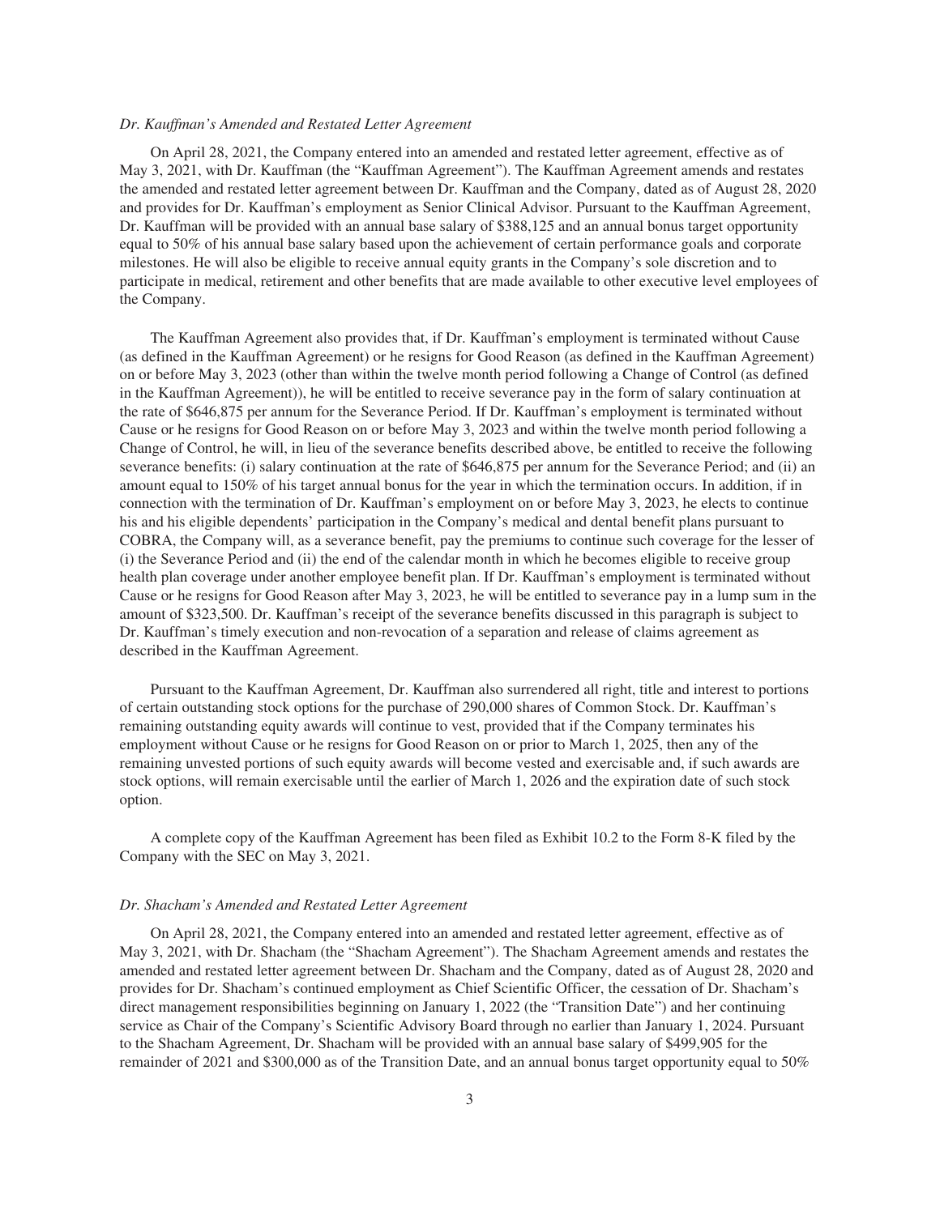*Dr. Kauffman's Amended and Restated Letter Agreement*

On April 28, 2021, the Company entered into an amended and restated letter agreement, effective as of May 3, 2021, with Dr. Kauffman (the "Kauffman Agreement"). The Kauffman Agreement amends and restates the amended and restated letter agreement between Dr. Kauffman and the Company, dated as of August 28, 2020 and provides for Dr. Kauffman's employment as Senior Clinical Advisor. Pursuant to the Kauffman Agreement, Dr. Kauffman will be provided with an annual base salary of $388,125 and an annual bonus target opportunity equal to 50% of his annual base salary based upon the achievement of certain performance goals and corporate milestones. He will also be eligible to receive annual equity grants in the Company's sole discretion and to participate in medical, retirement and other benefits that are made available to other executive level employees of the Company.

The Kauffman Agreement also provides that, if Dr. Kauffman's employment is terminated without Cause (as defined in the Kauffman Agreement) or he resigns for Good Reason (as defined in the Kauffman Agreement) on or before May 3, 2023 (other than within the twelve month period following a Change of Control (as defined in the Kauffman Agreement)), he will be entitled to receive severance pay in the form of salary continuation at the rate of $646,875 per annum for the Severance Period. If Dr. Kauffman's employment is terminated without Cause or he resigns for Good Reason on or before May 3, 2023 and within the twelve month period following a Change of Control, he will, in lieu of the severance benefits described above, be entitled to receive the following severance benefits: (i) salary continuation at the rate of $646,875 per annum for the Severance Period; and (ii) an amount equal to 150% of his target annual bonus for the year in which the termination occurs. In addition, if in connection with the termination of Dr. Kauffman's employment on or before May 3, 2023, he elects to continue his and his eligible dependents' participation in the Company's medical and dental benefit plans pursuant to COBRA, the Company will, as a severance benefit, pay the premiums to continue such coverage for the lesser of (i) the Severance Period and (ii) the end of the calendar month in which he becomes eligible to receive group health plan coverage under another employee benefit plan. If Dr. Kauffman's employment is terminated without Cause or he resigns for Good Reason after May 3, 2023, he will be entitled to severance pay in a lump sum in the amount of $323,500. Dr. Kauffman's receipt of the severance benefits discussed in this paragraph is subject to Dr. Kauffman's timely execution and non-revocation of a separation and release of claims agreement as described in the Kauffman Agreement.

Pursuant to the Kauffman Agreement, Dr. Kauffman also surrendered all right, title and interest to portions of certain outstanding stock options for the purchase of 290,000 shares of Common Stock. Dr. Kauffman's remaining outstanding equity awards will continue to vest, provided that if the Company terminates his employment without Cause or he resigns for Good Reason on or prior to March 1, 2025, then any of the remaining unvested portions of such equity awards will become vested and exercisable and, if such awards are stock options, will remain exercisable until the earlier of March 1, 2026 and the expiration date of such stock option.

A complete copy of the Kauffman Agreement has been filed as Exhibit 10.2 to the Form 8-K filed by the Company with the SEC on May 3, 2021.

*Dr. Shacham's Amended and Restated Letter Agreement*

On April 28, 2021, the Company entered into an amended and restated letter agreement, effective as of May 3, 2021, with Dr. Shacham (the "Shacham Agreement"). The Shacham Agreement amends and restates the amended and restated letter agreement between Dr. Shacham and the Company, dated as of August 28, 2020 and provides for Dr. Shacham's continued employment as Chief Scientific Officer, the cessation of Dr. Shacham's direct management responsibilities beginning on January 1, 2022 (the "Transition Date") and her continuing service as Chair of the Company's Scientific Advisory Board through no earlier than January 1, 2024. Pursuant to the Shacham Agreement, Dr. Shacham will be provided with an annual base salary of $499,905 for the remainder of 2021 and $300,000 as of the Transition Date, and an annual bonus target opportunity equal to 50%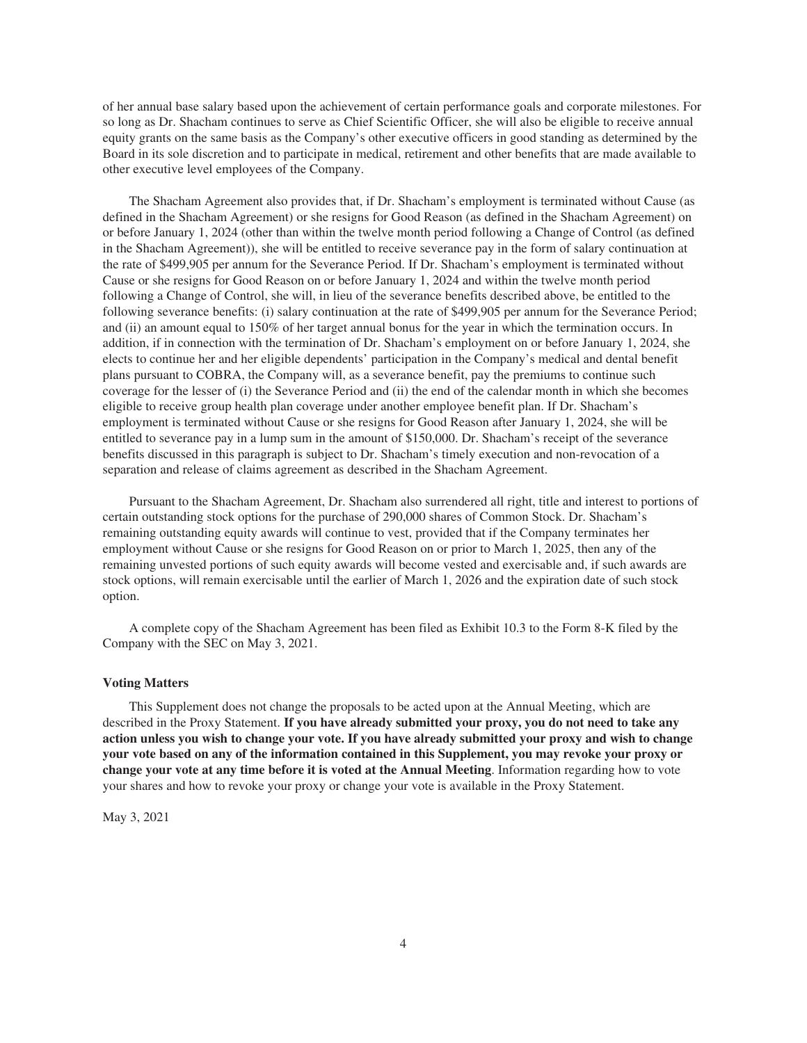of her annual base salary based upon the achievement of certain performance goals and corporate milestones. For so long as Dr. Shacham continues to serve as Chief Scientific Officer, she will also be eligible to receive annual equity grants on the same basis as the Company's other executive officers in good standing as determined by the Board in its sole discretion and to participate in medical, retirement and other benefits that are made available to other executive level employees of the Company.

The Shacham Agreement also provides that, if Dr. Shacham's employment is terminated without Cause (as defined in the Shacham Agreement) or she resigns for Good Reason (as defined in the Shacham Agreement) on or before January 1, 2024 (other than within the twelve month period following a Change of Control (as defined in the Shacham Agreement)), she will be entitled to receive severance pay in the form of salary continuation at the rate of $499,905 per annum for the Severance Period. If Dr. Shacham's employment is terminated without Cause or she resigns for Good Reason on or before January 1, 2024 and within the twelve month period following a Change of Control, she will, in lieu of the severance benefits described above, be entitled to the following severance benefits: (i) salary continuation at the rate of $499,905 per annum for the Severance Period; and (ii) an amount equal to 150% of her target annual bonus for the year in which the termination occurs. In addition, if in connection with the termination of Dr. Shacham's employment on or before January 1, 2024, she elects to continue her and her eligible dependents' participation in the Company's medical and dental benefit plans pursuant to COBRA, the Company will, as a severance benefit, pay the premiums to continue such coverage for the lesser of (i) the Severance Period and (ii) the end of the calendar month in which she becomes eligible to receive group health plan coverage under another employee benefit plan. If Dr. Shacham's employment is terminated without Cause or she resigns for Good Reason after January 1, 2024, she will be entitled to severance pay in a lump sum in the amount of $150,000. Dr. Shacham's receipt of the severance benefits discussed in this paragraph is subject to Dr. Shacham's timely execution and non-revocation of a separation and release of claims agreement as described in the Shacham Agreement.

Pursuant to the Shacham Agreement, Dr. Shacham also surrendered all right, title and interest to portions of certain outstanding stock options for the purchase of 290,000 shares of Common Stock. Dr. Shacham's remaining outstanding equity awards will continue to vest, provided that if the Company terminates her employment without Cause or she resigns for Good Reason on or prior to March 1, 2025, then any of the remaining unvested portions of such equity awards will become vested and exercisable and, if such awards are stock options, will remain exercisable until the earlier of March 1, 2026 and the expiration date of such stock option.

A complete copy of the Shacham Agreement has been filed as Exhibit 10.3 to the Form 8-K filed by the Company with the SEC on May 3, 2021.

**Voting Matters**

This Supplement does not change the proposals to be acted upon at the Annual Meeting, which are described in the Proxy Statement. **If you have already submitted your proxy, you do not need to take any action unless you wish to change your vote. If you have already submitted your proxy and wish to change your vote based on any of the information contained in this Supplement, you may revoke your proxy or change your vote at any time before it is voted at the Annual Meeting**. Information regarding how to vote your shares and how to revoke your proxy or change your vote is available in the Proxy Statement.

May 3, 2021